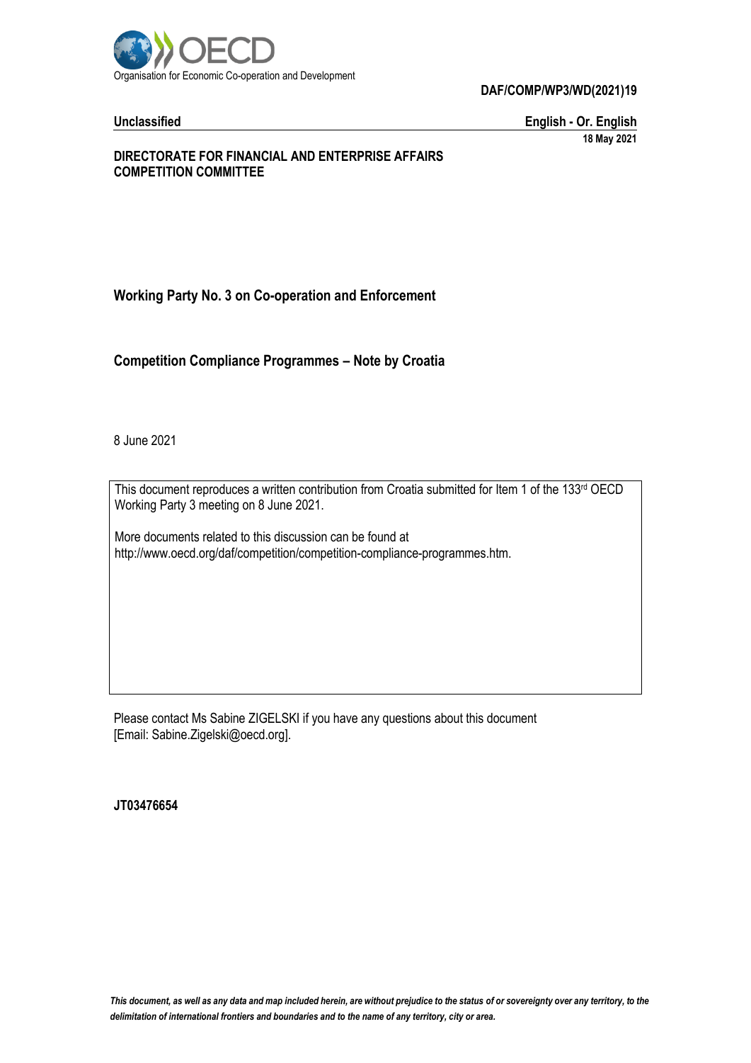Organisation for Economic Co-operation and Development

**DAF/COMP/WP3/WD(2021)19**

**Unclassified** **English - Or. English**

**18 May 2021**

**DIRECTORATE FOR FINANCIAL AND ENTERPRISE AFFAIRS**
**COMPETITION COMMITTEE**

## Working Party No. 3 on Co-operation and Enforcement

## Competition Compliance Programmes – Note by Croatia

8 June 2021

This document reproduces a written contribution from Croatia submitted for Item 1 of the 133rd OECD Working Party 3 meeting on 8 June 2021.

More documents related to this discussion can be found at http://www.oecd.org/daf/competition/competition-compliance-programmes.htm.

Please contact Ms Sabine ZIGELSKI if you have any questions about this document [Email: Sabine.Zigelski@oecd.org].

**JT03476654**

*This document, as well as any data and map included herein, are without prejudice to the status of or sovereignty over any territory, to the delimitation of international frontiers and boundaries and to the name of any territory, city or area.*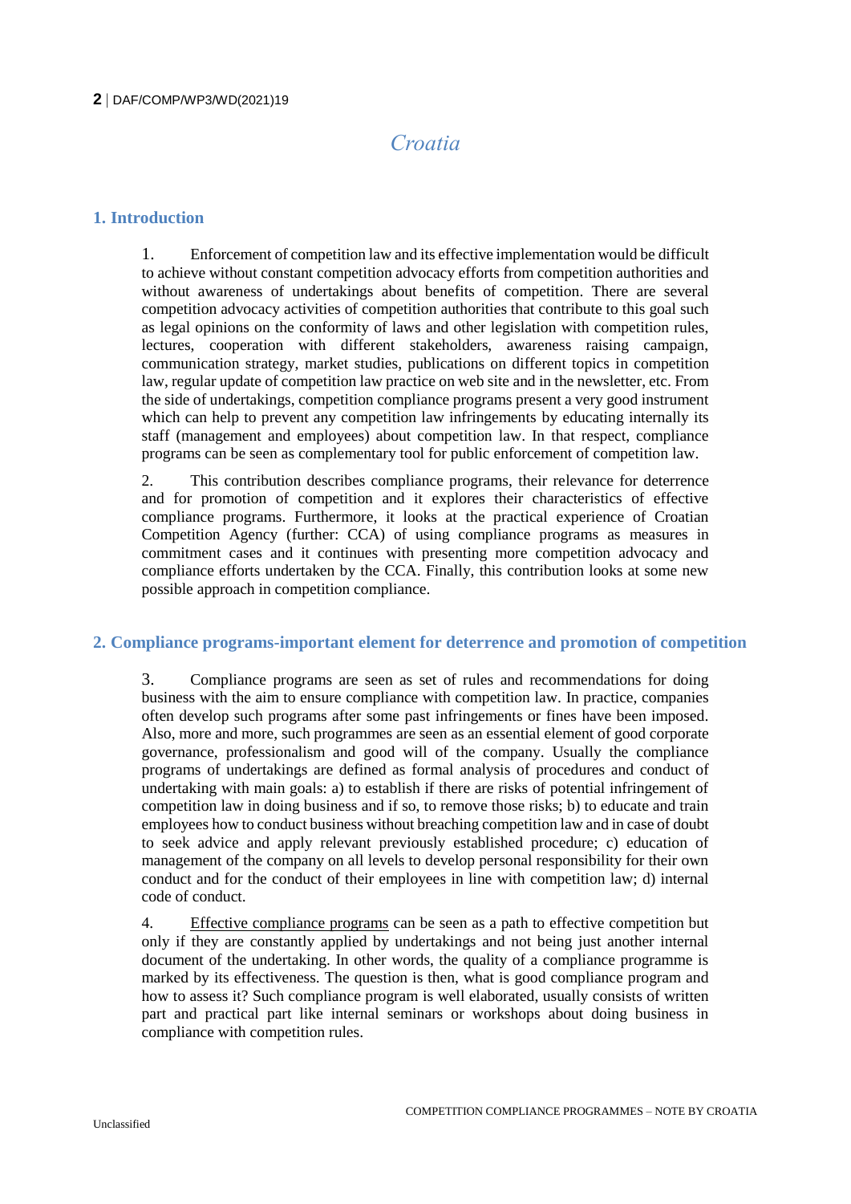# Croatia

## 1. Introduction

1. Enforcement of competition law and its effective implementation would be difficult to achieve without constant competition advocacy efforts from competition authorities and without awareness of undertakings about benefits of competition. There are several competition advocacy activities of competition authorities that contribute to this goal such as legal opinions on the conformity of laws and other legislation with competition rules, lectures, cooperation with different stakeholders, awareness raising campaign, communication strategy, market studies, publications on different topics in competition law, regular update of competition law practice on web site and in the newsletter, etc. From the side of undertakings, competition compliance programs present a very good instrument which can help to prevent any competition law infringements by educating internally its staff (management and employees) about competition law. In that respect, compliance programs can be seen as complementary tool for public enforcement of competition law.

2. This contribution describes compliance programs, their relevance for deterrence and for promotion of competition and it explores their characteristics of effective compliance programs. Furthermore, it looks at the practical experience of Croatian Competition Agency (further: CCA) of using compliance programs as measures in commitment cases and it continues with presenting more competition advocacy and compliance efforts undertaken by the CCA. Finally, this contribution looks at some new possible approach in competition compliance.

## 2. Compliance programs-important element for deterrence and promotion of competition

3. Compliance programs are seen as set of rules and recommendations for doing business with the aim to ensure compliance with competition law. In practice, companies often develop such programs after some past infringements or fines have been imposed. Also, more and more, such programmes are seen as an essential element of good corporate governance, professionalism and good will of the company. Usually the compliance programs of undertakings are defined as formal analysis of procedures and conduct of undertaking with main goals: a) to establish if there are risks of potential infringement of competition law in doing business and if so, to remove those risks; b) to educate and train employees how to conduct business without breaching competition law and in case of doubt to seek advice and apply relevant previously established procedure; c) education of management of the company on all levels to develop personal responsibility for their own conduct and for the conduct of their employees in line with competition law; d) internal code of conduct.

4. Effective compliance programs can be seen as a path to effective competition but only if they are constantly applied by undertakings and not being just another internal document of the undertaking. In other words, the quality of a compliance programme is marked by its effectiveness. The question is then, what is good compliance program and how to assess it? Such compliance program is well elaborated, usually consists of written part and practical part like internal seminars or workshops about doing business in compliance with competition rules.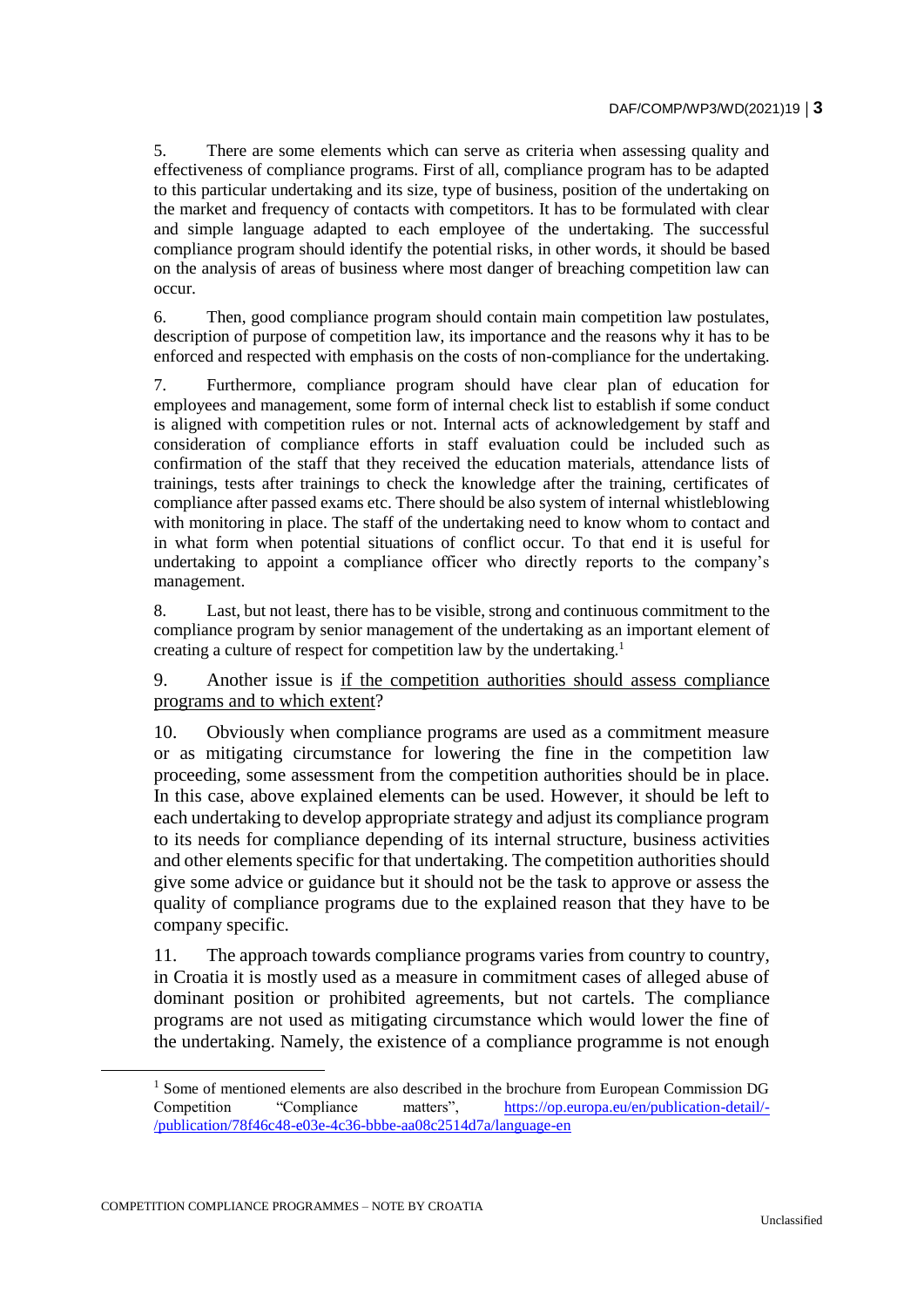5. There are some elements which can serve as criteria when assessing quality and effectiveness of compliance programs. First of all, compliance program has to be adapted to this particular undertaking and its size, type of business, position of the undertaking on the market and frequency of contacts with competitors. It has to be formulated with clear and simple language adapted to each employee of the undertaking. The successful compliance program should identify the potential risks, in other words, it should be based on the analysis of areas of business where most danger of breaching competition law can occur.

6. Then, good compliance program should contain main competition law postulates, description of purpose of competition law, its importance and the reasons why it has to be enforced and respected with emphasis on the costs of non-compliance for the undertaking.

7. Furthermore, compliance program should have clear plan of education for employees and management, some form of internal check list to establish if some conduct is aligned with competition rules or not. Internal acts of acknowledgement by staff and consideration of compliance efforts in staff evaluation could be included such as confirmation of the staff that they received the education materials, attendance lists of trainings, tests after trainings to check the knowledge after the training, certificates of compliance after passed exams etc. There should be also system of internal whistleblowing with monitoring in place. The staff of the undertaking need to know whom to contact and in what form when potential situations of conflict occur. To that end it is useful for undertaking to appoint a compliance officer who directly reports to the company's management.

8. Last, but not least, there has to be visible, strong and continuous commitment to the compliance program by senior management of the undertaking as an important element of creating a culture of respect for competition law by the undertaking.[1]

9. Another issue is <u>if the competition authorities should assess compliance programs and to which extent</u>?

10. Obviously when compliance programs are used as a commitment measure or as mitigating circumstance for lowering the fine in the competition law proceeding, some assessment from the competition authorities should be in place. In this case, above explained elements can be used. However, it should be left to each undertaking to develop appropriate strategy and adjust its compliance program to its needs for compliance depending of its internal structure, business activities and other elements specific for that undertaking. The competition authorities should give some advice or guidance but it should not be the task to approve or assess the quality of compliance programs due to the explained reason that they have to be company specific.

11. The approach towards compliance programs varies from country to country, in Croatia it is mostly used as a measure in commitment cases of alleged abuse of dominant position or prohibited agreements, but not cartels. The compliance programs are not used as mitigating circumstance which would lower the fine of the undertaking. Namely, the existence of a compliance programme is not enough

---

[1] Some of mentioned elements are also described in the brochure from European Commission DG Competition "Compliance matters", https://op.europa.eu/en/publication-detail/-/publication/78f46c48-e03e-4c36-bbbe-aa08c2514d7a/language-en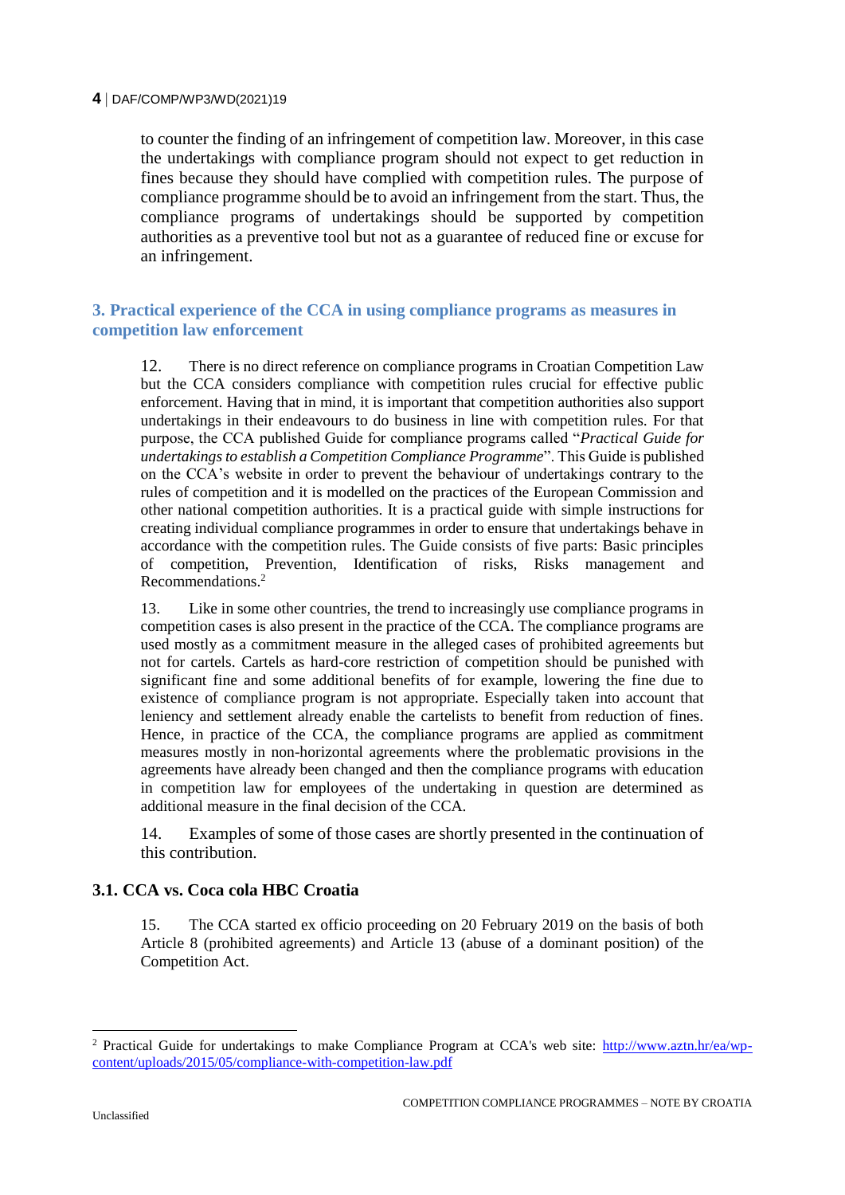to counter the finding of an infringement of competition law. Moreover, in this case the undertakings with compliance program should not expect to get reduction in fines because they should have complied with competition rules. The purpose of compliance programme should be to avoid an infringement from the start. Thus, the compliance programs of undertakings should be supported by competition authorities as a preventive tool but not as a guarantee of reduced fine or excuse for an infringement.

## 3. Practical experience of the CCA in using compliance programs as measures in competition law enforcement

12. There is no direct reference on compliance programs in Croatian Competition Law but the CCA considers compliance with competition rules crucial for effective public enforcement. Having that in mind, it is important that competition authorities also support undertakings in their endeavours to do business in line with competition rules. For that purpose, the CCA published Guide for compliance programs called "*Practical Guide for undertakings to establish a Competition Compliance Programme*". This Guide is published on the CCA's website in order to prevent the behaviour of undertakings contrary to the rules of competition and it is modelled on the practices of the European Commission and other national competition authorities. It is a practical guide with simple instructions for creating individual compliance programmes in order to ensure that undertakings behave in accordance with the competition rules. The Guide consists of five parts: Basic principles of competition, Prevention, Identification of risks, Risks management and Recommendations.[2]

13. Like in some other countries, the trend to increasingly use compliance programs in competition cases is also present in the practice of the CCA. The compliance programs are used mostly as a commitment measure in the alleged cases of prohibited agreements but not for cartels. Cartels as hard-core restriction of competition should be punished with significant fine and some additional benefits of for example, lowering the fine due to existence of compliance program is not appropriate. Especially taken into account that leniency and settlement already enable the cartelists to benefit from reduction of fines. Hence, in practice of the CCA, the compliance programs are applied as commitment measures mostly in non-horizontal agreements where the problematic provisions in the agreements have already been changed and then the compliance programs with education in competition law for employees of the undertaking in question are determined as additional measure in the final decision of the CCA.

14. Examples of some of those cases are shortly presented in the continuation of this contribution.

### 3.1. CCA vs. Coca cola HBC Croatia

15. The CCA started ex officio proceeding on 20 February 2019 on the basis of both Article 8 (prohibited agreements) and Article 13 (abuse of a dominant position) of the Competition Act.

---

[2] Practical Guide for undertakings to make Compliance Program at CCA's web site: http://www.aztn.hr/ea/wp-content/uploads/2015/05/compliance-with-competition-law.pdf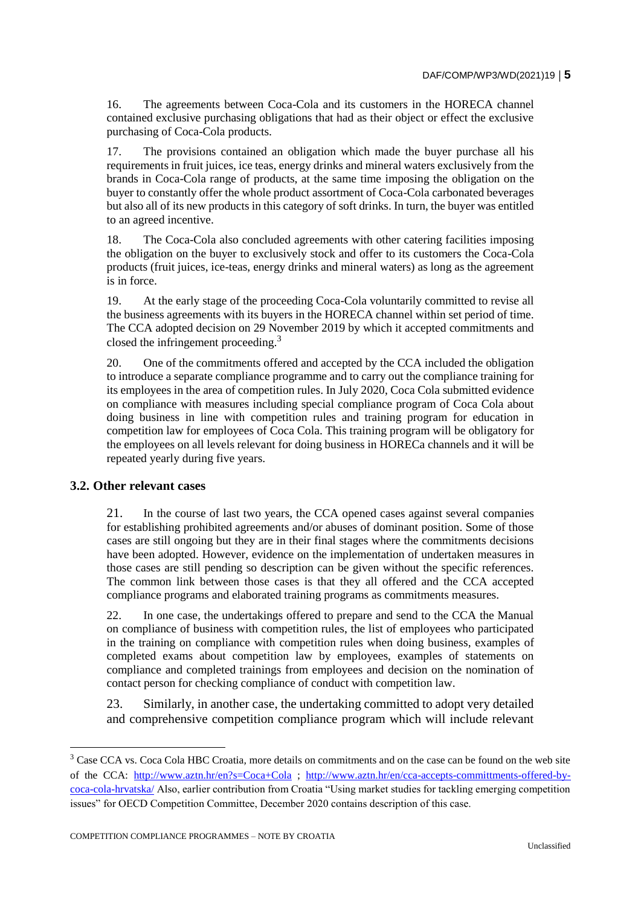16. The agreements between Coca-Cola and its customers in the HORECA channel contained exclusive purchasing obligations that had as their object or effect the exclusive purchasing of Coca-Cola products.

17. The provisions contained an obligation which made the buyer purchase all his requirements in fruit juices, ice teas, energy drinks and mineral waters exclusively from the brands in Coca-Cola range of products, at the same time imposing the obligation on the buyer to constantly offer the whole product assortment of Coca-Cola carbonated beverages but also all of its new products in this category of soft drinks. In turn, the buyer was entitled to an agreed incentive.

18. The Coca-Cola also concluded agreements with other catering facilities imposing the obligation on the buyer to exclusively stock and offer to its customers the Coca-Cola products (fruit juices, ice-teas, energy drinks and mineral waters) as long as the agreement is in force.

19. At the early stage of the proceeding Coca-Cola voluntarily committed to revise all the business agreements with its buyers in the HORECA channel within set period of time. The CCA adopted decision on 29 November 2019 by which it accepted commitments and closed the infringement proceeding.[3]

20. One of the commitments offered and accepted by the CCA included the obligation to introduce a separate compliance programme and to carry out the compliance training for its employees in the area of competition rules. In July 2020, Coca Cola submitted evidence on compliance with measures including special compliance program of Coca Cola about doing business in line with competition rules and training program for education in competition law for employees of Coca Cola. This training program will be obligatory for the employees on all levels relevant for doing business in HORECa channels and it will be repeated yearly during five years.

### 3.2. Other relevant cases

21. In the course of last two years, the CCA opened cases against several companies for establishing prohibited agreements and/or abuses of dominant position. Some of those cases are still ongoing but they are in their final stages where the commitments decisions have been adopted. However, evidence on the implementation of undertaken measures in those cases are still pending so description can be given without the specific references. The common link between those cases is that they all offered and the CCA accepted compliance programs and elaborated training programs as commitments measures.

22. In one case, the undertakings offered to prepare and send to the CCA the Manual on compliance of business with competition rules, the list of employees who participated in the training on compliance with competition rules when doing business, examples of completed exams about competition law by employees, examples of statements on compliance and completed trainings from employees and decision on the nomination of contact person for checking compliance of conduct with competition law.

23. Similarly, in another case, the undertaking committed to adopt very detailed and comprehensive competition compliance program which will include relevant

---

[3] Case CCA vs. Coca Cola HBC Croatia, more details on commitments and on the case can be found on the web site of the CCA: http://www.aztn.hr/en?s=Coca+Cola ; http://www.aztn.hr/en/cca-accepts-committments-offered-by-coca-cola-hrvatska/ Also, earlier contribution from Croatia "Using market studies for tackling emerging competition issues" for OECD Competition Committee, December 2020 contains description of this case.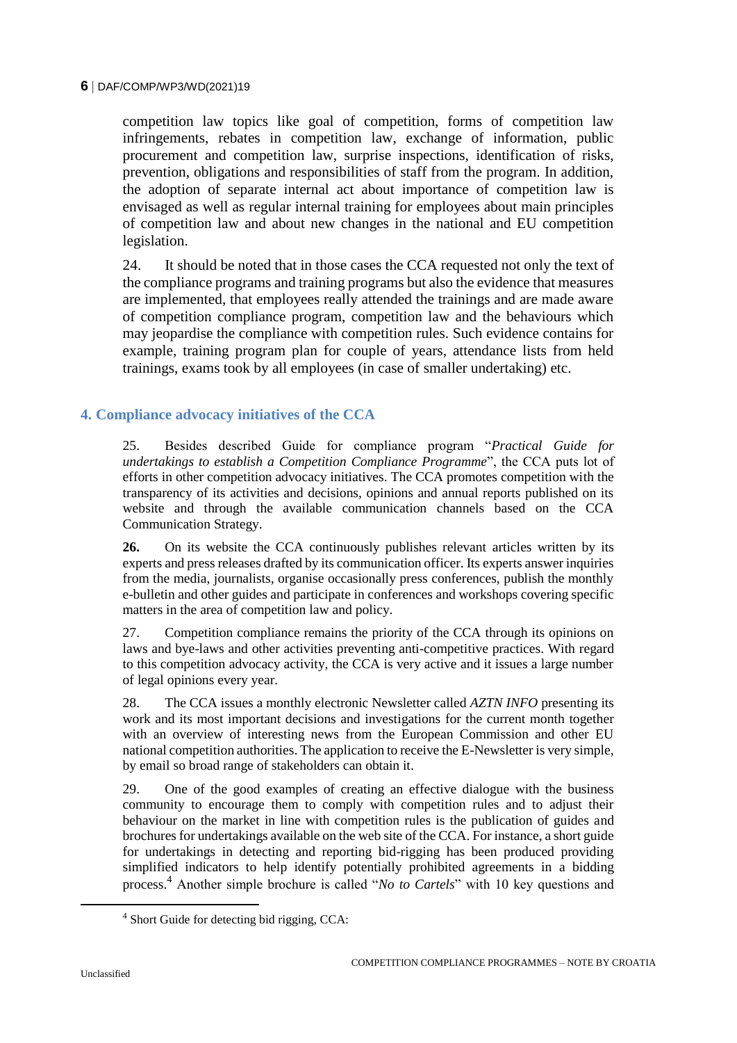competition law topics like goal of competition, forms of competition law infringements, rebates in competition law, exchange of information, public procurement and competition law, surprise inspections, identification of risks, prevention, obligations and responsibilities of staff from the program. In addition, the adoption of separate internal act about importance of competition law is envisaged as well as regular internal training for employees about main principles of competition law and about new changes in the national and EU competition legislation.

24. It should be noted that in those cases the CCA requested not only the text of the compliance programs and training programs but also the evidence that measures are implemented, that employees really attended the trainings and are made aware of competition compliance program, competition law and the behaviours which may jeopardise the compliance with competition rules. Such evidence contains for example, training program plan for couple of years, attendance lists from held trainings, exams took by all employees (in case of smaller undertaking) etc.

## 4. Compliance advocacy initiatives of the CCA

25. Besides described Guide for compliance program "*Practical Guide for undertakings to establish a Competition Compliance Programme*", the CCA puts lot of efforts in other competition advocacy initiatives. The CCA promotes competition with the transparency of its activities and decisions, opinions and annual reports published on its website and through the available communication channels based on the CCA Communication Strategy.

**26.** On its website the CCA continuously publishes relevant articles written by its experts and press releases drafted by its communication officer. Its experts answer inquiries from the media, journalists, organise occasionally press conferences, publish the monthly e-bulletin and other guides and participate in conferences and workshops covering specific matters in the area of competition law and policy.

27. Competition compliance remains the priority of the CCA through its opinions on laws and bye-laws and other activities preventing anti-competitive practices. With regard to this competition advocacy activity, the CCA is very active and it issues a large number of legal opinions every year.

28. The CCA issues a monthly electronic Newsletter called *AZTN INFO* presenting its work and its most important decisions and investigations for the current month together with an overview of interesting news from the European Commission and other EU national competition authorities. The application to receive the E-Newsletter is very simple, by email so broad range of stakeholders can obtain it.

29. One of the good examples of creating an effective dialogue with the business community to encourage them to comply with competition rules and to adjust their behaviour on the market in line with competition rules is the publication of guides and brochures for undertakings available on the web site of the CCA. For instance, a short guide for undertakings in detecting and reporting bid-rigging has been produced providing simplified indicators to help identify potentially prohibited agreements in a bidding process.[4] Another simple brochure is called "*No to Cartels*" with 10 key questions and

[4] Short Guide for detecting bid rigging, CCA: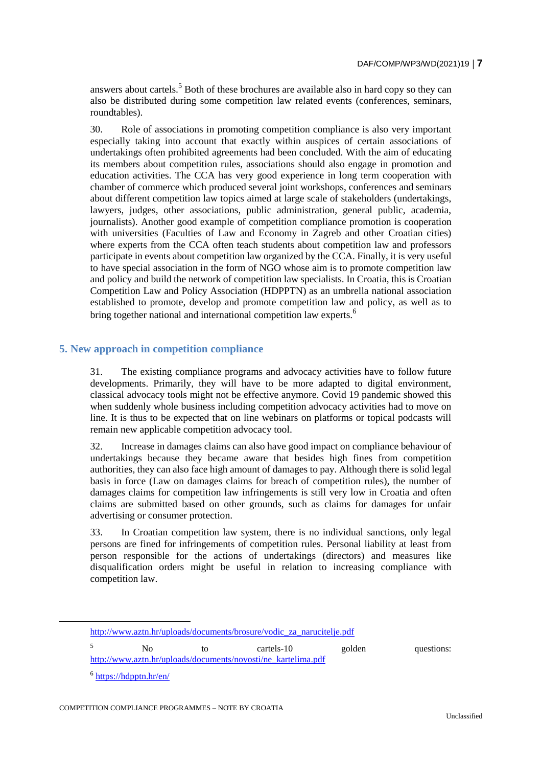answers about cartels.[5] Both of these brochures are available also in hard copy so they can also be distributed during some competition law related events (conferences, seminars, roundtables).

30. Role of associations in promoting competition compliance is also very important especially taking into account that exactly within auspices of certain associations of undertakings often prohibited agreements had been concluded. With the aim of educating its members about competition rules, associations should also engage in promotion and education activities. The CCA has very good experience in long term cooperation with chamber of commerce which produced several joint workshops, conferences and seminars about different competition law topics aimed at large scale of stakeholders (undertakings, lawyers, judges, other associations, public administration, general public, academia, journalists). Another good example of competition compliance promotion is cooperation with universities (Faculties of Law and Economy in Zagreb and other Croatian cities) where experts from the CCA often teach students about competition law and professors participate in events about competition law organized by the CCA. Finally, it is very useful to have special association in the form of NGO whose aim is to promote competition law and policy and build the network of competition law specialists. In Croatia, this is Croatian Competition Law and Policy Association (HDPPTN) as an umbrella national association established to promote, develop and promote competition law and policy, as well as to bring together national and international competition law experts.[6]

## 5. New approach in competition compliance

31. The existing compliance programs and advocacy activities have to follow future developments. Primarily, they will have to be more adapted to digital environment, classical advocacy tools might not be effective anymore. Covid 19 pandemic showed this when suddenly whole business including competition advocacy activities had to move on line. It is thus to be expected that on line webinars on platforms or topical podcasts will remain new applicable competition advocacy tool.

32. Increase in damages claims can also have good impact on compliance behaviour of undertakings because they became aware that besides high fines from competition authorities, they can also face high amount of damages to pay. Although there is solid legal basis in force (Law on damages claims for breach of competition rules), the number of damages claims for competition law infringements is still very low in Croatia and often claims are submitted based on other grounds, such as claims for damages for unfair advertising or consumer protection.

33. In Croatian competition law system, there is no individual sanctions, only legal persons are fined for infringements of competition rules. Personal liability at least from person responsible for the actions of undertakings (directors) and measures like disqualification orders might be useful in relation to increasing compliance with competition law.

---

http://www.aztn.hr/uploads/documents/brosure/vodic_za_narucitelje.pdf

[5] No to cartels-10 golden questions: http://www.aztn.hr/uploads/documents/novosti/ne_kartelima.pdf

[6] https://hdpptn.hr/en/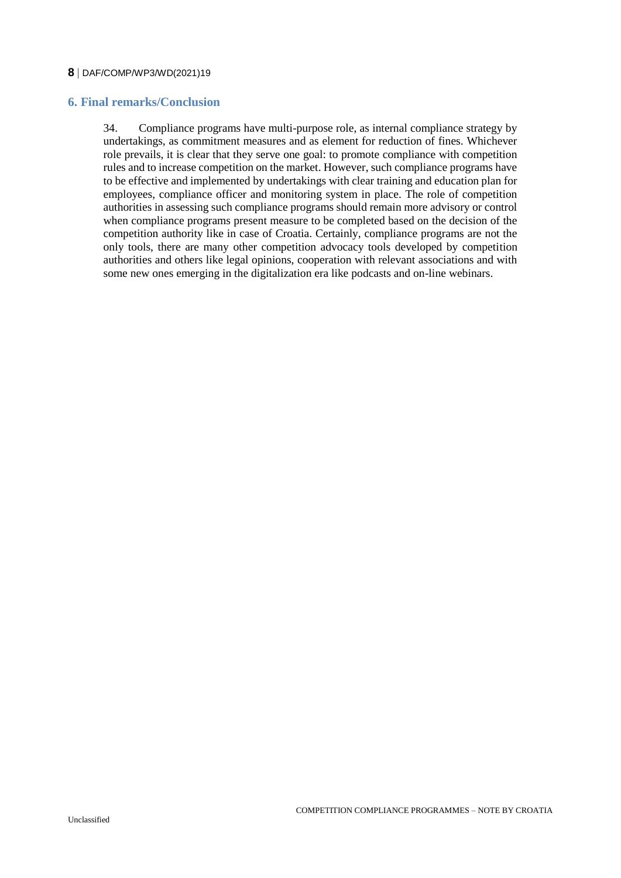## 6. Final remarks/Conclusion

34. Compliance programs have multi-purpose role, as internal compliance strategy by undertakings, as commitment measures and as element for reduction of fines. Whichever role prevails, it is clear that they serve one goal: to promote compliance with competition rules and to increase competition on the market. However, such compliance programs have to be effective and implemented by undertakings with clear training and education plan for employees, compliance officer and monitoring system in place. The role of competition authorities in assessing such compliance programs should remain more advisory or control when compliance programs present measure to be completed based on the decision of the competition authority like in case of Croatia. Certainly, compliance programs are not the only tools, there are many other competition advocacy tools developed by competition authorities and others like legal opinions, cooperation with relevant associations and with some new ones emerging in the digitalization era like podcasts and on-line webinars.